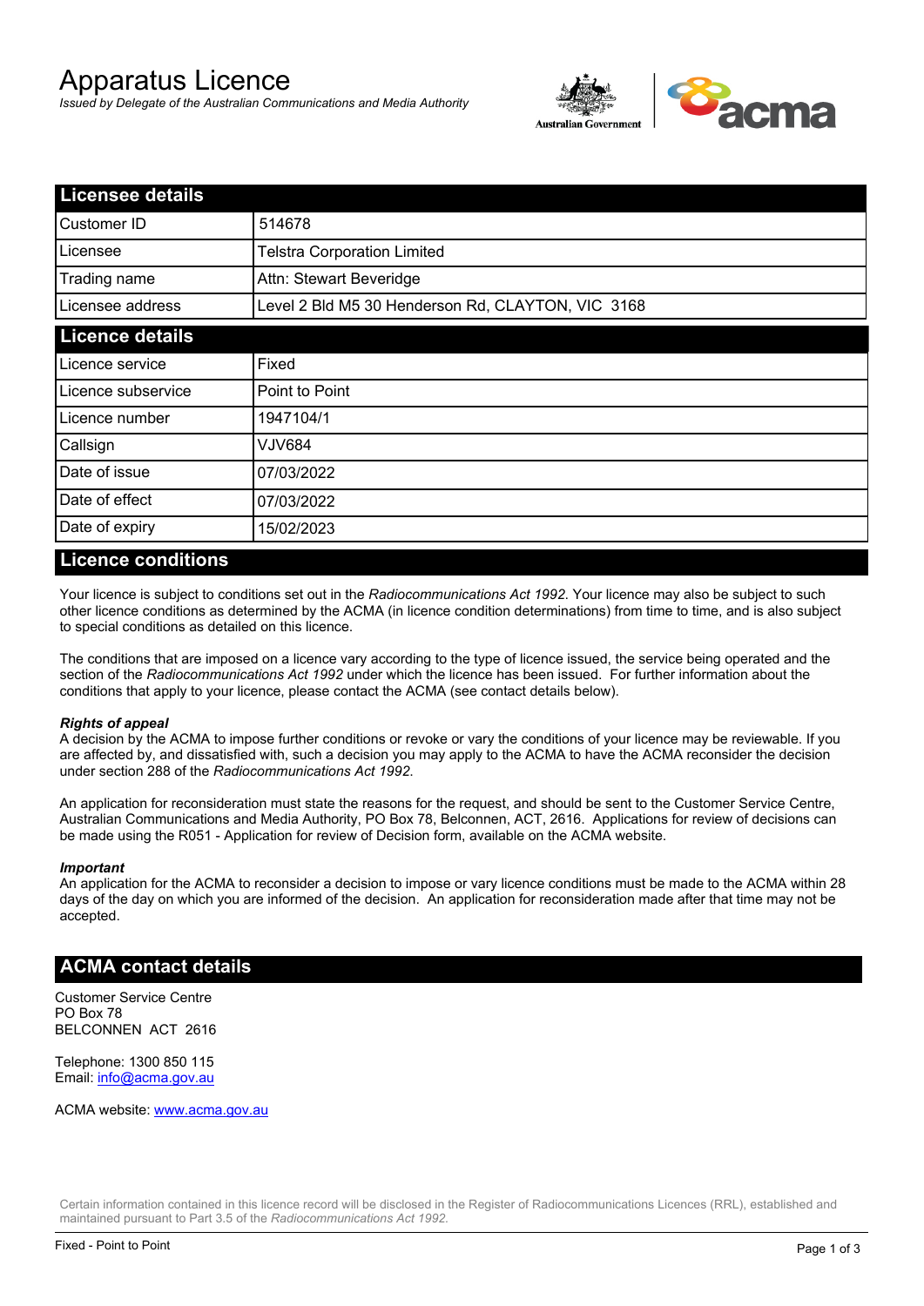# Apparatus Licence

*Issued by Delegate of the Australian Communications and Media Authority*

## Licensee details

| | |
|---|---|
| Customer ID | 514678 |
| Licensee | Telstra Corporation Limited |
| Trading name | Attn: Stewart Beveridge |
| Licensee address | Level 2 Bld M5 30 Henderson Rd, CLAYTON, VIC 3168 |

## Licence details

| | |
|---|---|
| Licence service | Fixed |
| Licence subservice | Point to Point |
| Licence number | 1947104/1 |
| Callsign | VJV684 |
| Date of issue | 07/03/2022 |
| Date of effect | 07/03/2022 |
| Date of expiry | 15/02/2023 |

## Licence conditions

Your licence is subject to conditions set out in the *Radiocommunications Act 1992*. Your licence may also be subject to such other licence conditions as determined by the ACMA (in licence condition determinations) from time to time, and is also subject to special conditions as detailed on this licence.

The conditions that are imposed on a licence vary according to the type of licence issued, the service being operated and the section of the *Radiocommunications Act 1992* under which the licence has been issued. For further information about the conditions that apply to your licence, please contact the ACMA (see contact details below).

***Rights of appeal***

A decision by the ACMA to impose further conditions or revoke or vary the conditions of your licence may be reviewable. If you are affected by, and dissatisfied with, such a decision you may apply to the ACMA to have the ACMA reconsider the decision under section 288 of the *Radiocommunications Act 1992*.

An application for reconsideration must state the reasons for the request, and should be sent to the Customer Service Centre, Australian Communications and Media Authority, PO Box 78, Belconnen, ACT, 2616. Applications for review of decisions can be made using the R051 - Application for review of Decision form, available on the ACMA website.

***Important***

An application for the ACMA to reconsider a decision to impose or vary licence conditions must be made to the ACMA within 28 days of the day on which you are informed of the decision. An application for reconsideration made after that time may not be accepted.

## ACMA contact details

Customer Service Centre
PO Box 78
BELCONNEN ACT 2616

Telephone: 1300 850 115
Email: info@acma.gov.au

ACMA website: www.acma.gov.au

Certain information contained in this licence record will be disclosed in the Register of Radiocommunications Licences (RRL), established and maintained pursuant to Part 3.5 of the *Radiocommunications Act 1992.*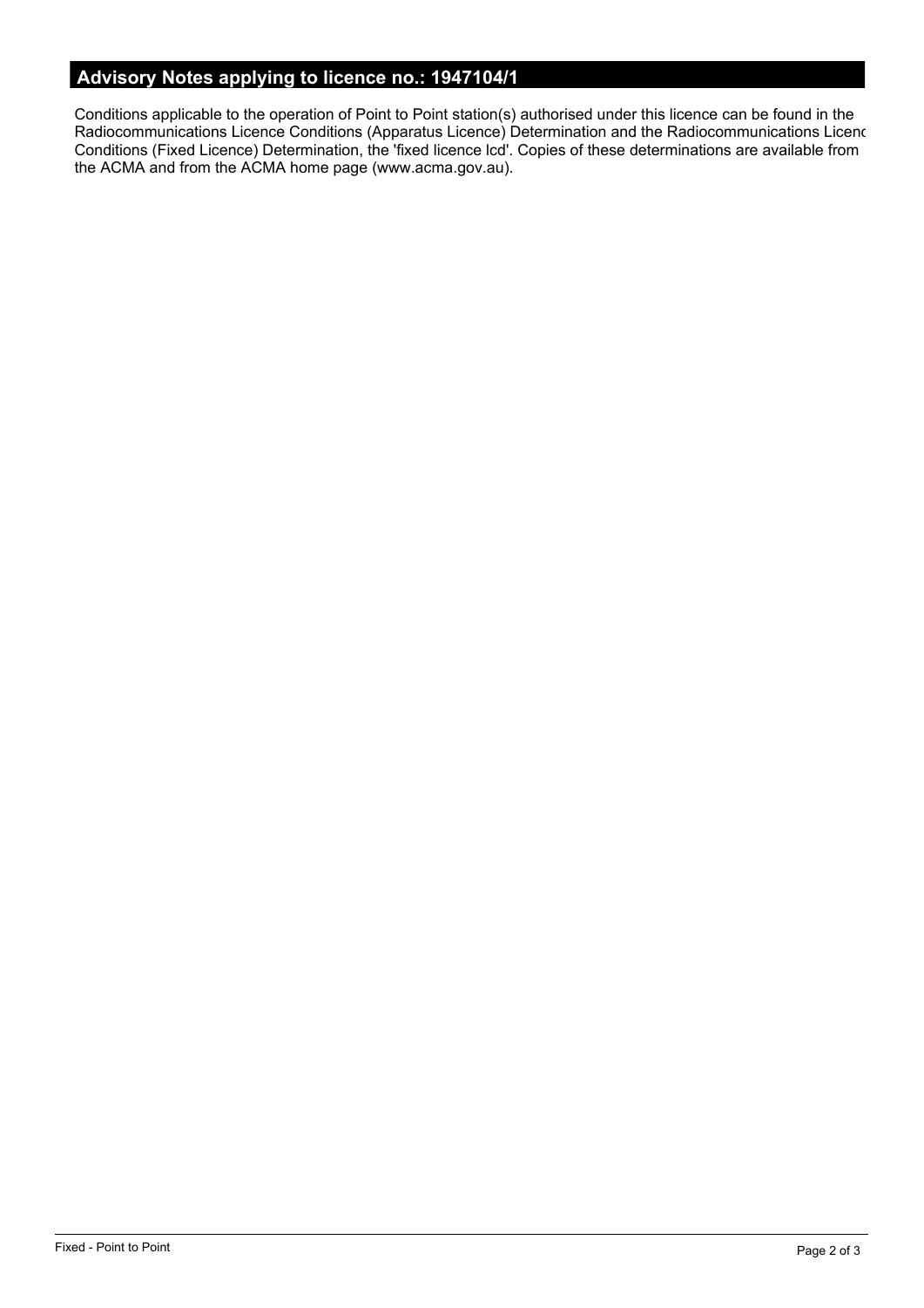## Advisory Notes applying to licence no.: 1947104/1

Conditions applicable to the operation of Point to Point station(s) authorised under this licence can be found in the Radiocommunications Licence Conditions (Apparatus Licence) Determination and the Radiocommunications Licenc Conditions (Fixed Licence) Determination, the 'fixed licence lcd'. Copies of these determinations are available from the ACMA and from the ACMA home page (www.acma.gov.au).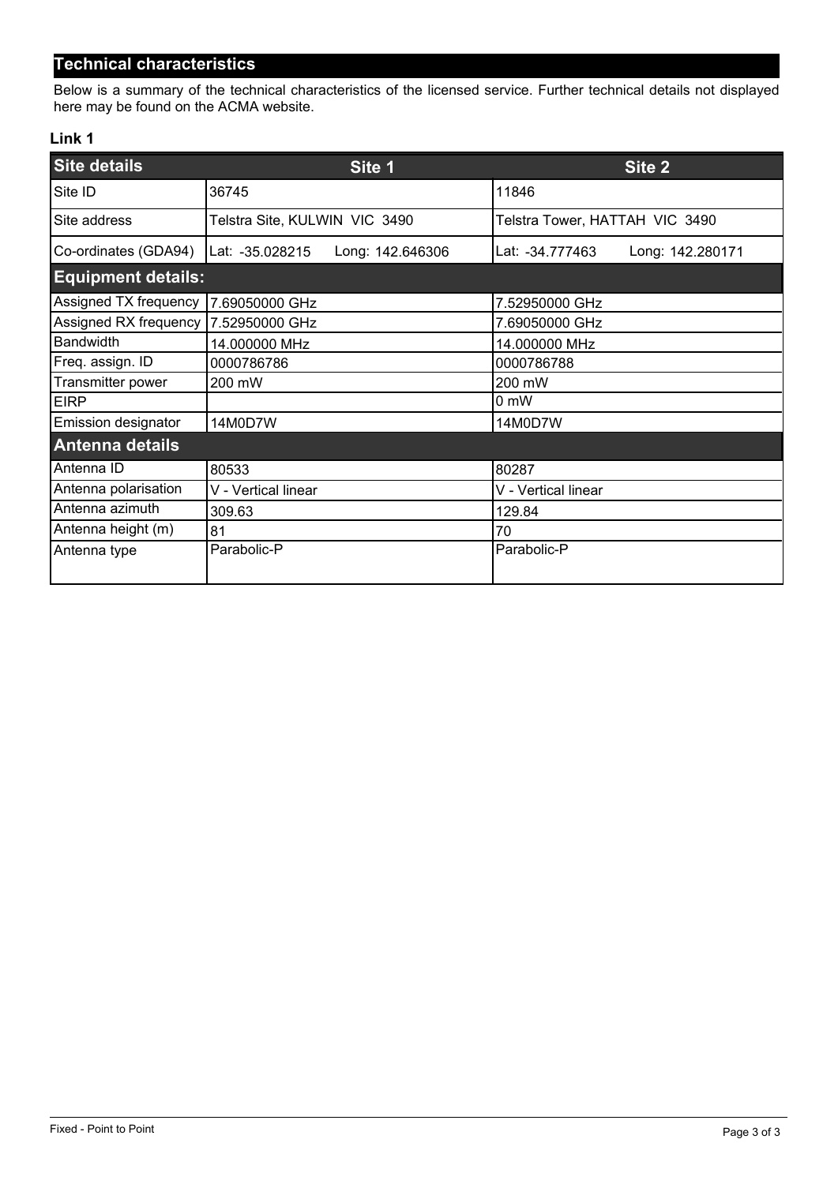## Technical characteristics

Below is a summary of the technical characteristics of the licensed service. Further technical details not displayed here may be found on the ACMA website.

### Link 1

| Site details | Site 1 | Site 2 |
|---|---|---|
| Site ID | 36745 | 11846 |
| Site address | Telstra Site, KULWIN VIC 3490 | Telstra Tower, HATTAH VIC 3490 |
| Co-ordinates (GDA94) | Lat: -35.028215 Long: 142.646306 | Lat: -34.777463 Long: 142.280171 |
| **Equipment details:** | | |
| Assigned TX frequency | 7.69050000 GHz | 7.52950000 GHz |
| Assigned RX frequency | 7.52950000 GHz | 7.69050000 GHz |
| Bandwidth | 14.000000 MHz | 14.000000 MHz |
| Freq. assign. ID | 0000786786 | 0000786788 |
| Transmitter power | 200 mW | 200 mW |
| EIRP | | 0 mW |
| Emission designator | 14M0D7W | 14M0D7W |
| **Antenna details** | | |
| Antenna ID | 80533 | 80287 |
| Antenna polarisation | V - Vertical linear | V - Vertical linear |
| Antenna azimuth | 309.63 | 129.84 |
| Antenna height (m) | 81 | 70 |
| Antenna type | Parabolic-P | Parabolic-P |

Fixed - Point to Point